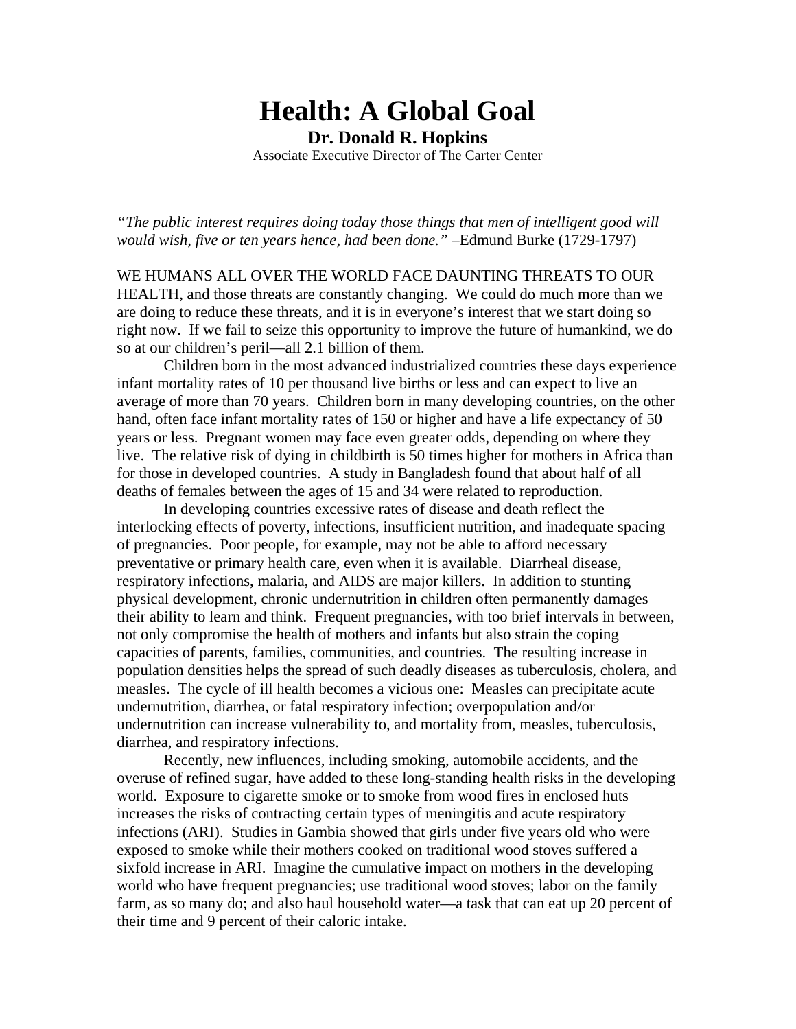# Health: A Global Goal

**Dr. Donald R. Hopkins**

Associate Executive Director of The Carter Center

*"The public interest requires doing today those things that men of intelligent good will would wish, five or ten years hence, had been done."* –Edmund Burke (1729-1797)

WE HUMANS ALL OVER THE WORLD FACE DAUNTING THREATS TO OUR HEALTH, and those threats are constantly changing. We could do much more than we are doing to reduce these threats, and it is in everyone's interest that we start doing so right now. If we fail to seize this opportunity to improve the future of humankind, we do so at our children's peril—all 2.1 billion of them.

Children born in the most advanced industrialized countries these days experience infant mortality rates of 10 per thousand live births or less and can expect to live an average of more than 70 years. Children born in many developing countries, on the other hand, often face infant mortality rates of 150 or higher and have a life expectancy of 50 years or less. Pregnant women may face even greater odds, depending on where they live. The relative risk of dying in childbirth is 50 times higher for mothers in Africa than for those in developed countries. A study in Bangladesh found that about half of all deaths of females between the ages of 15 and 34 were related to reproduction.

In developing countries excessive rates of disease and death reflect the interlocking effects of poverty, infections, insufficient nutrition, and inadequate spacing of pregnancies. Poor people, for example, may not be able to afford necessary preventative or primary health care, even when it is available. Diarrheal disease, respiratory infections, malaria, and AIDS are major killers. In addition to stunting physical development, chronic undernutrition in children often permanently damages their ability to learn and think. Frequent pregnancies, with too brief intervals in between, not only compromise the health of mothers and infants but also strain the coping capacities of parents, families, communities, and countries. The resulting increase in population densities helps the spread of such deadly diseases as tuberculosis, cholera, and measles. The cycle of ill health becomes a vicious one: Measles can precipitate acute undernutrition, diarrhea, or fatal respiratory infection; overpopulation and/or undernutrition can increase vulnerability to, and mortality from, measles, tuberculosis, diarrhea, and respiratory infections.

Recently, new influences, including smoking, automobile accidents, and the overuse of refined sugar, have added to these long-standing health risks in the developing world. Exposure to cigarette smoke or to smoke from wood fires in enclosed huts increases the risks of contracting certain types of meningitis and acute respiratory infections (ARI). Studies in Gambia showed that girls under five years old who were exposed to smoke while their mothers cooked on traditional wood stoves suffered a sixfold increase in ARI. Imagine the cumulative impact on mothers in the developing world who have frequent pregnancies; use traditional wood stoves; labor on the family farm, as so many do; and also haul household water—a task that can eat up 20 percent of their time and 9 percent of their caloric intake.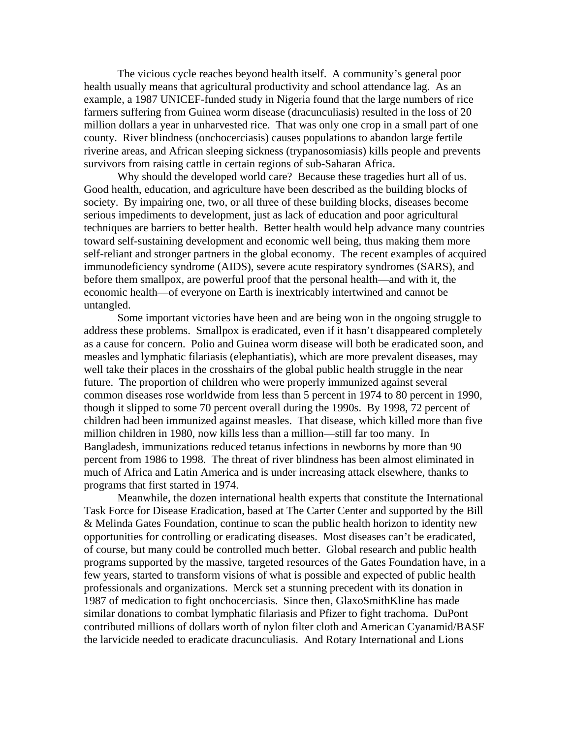The vicious cycle reaches beyond health itself. A community's general poor health usually means that agricultural productivity and school attendance lag. As an example, a 1987 UNICEF-funded study in Nigeria found that the large numbers of rice farmers suffering from Guinea worm disease (dracunculiasis) resulted in the loss of 20 million dollars a year in unharvested rice. That was only one crop in a small part of one county. River blindness (onchocerciasis) causes populations to abandon large fertile riverine areas, and African sleeping sickness (trypanosomiasis) kills people and prevents survivors from raising cattle in certain regions of sub-Saharan Africa.

Why should the developed world care? Because these tragedies hurt all of us. Good health, education, and agriculture have been described as the building blocks of society. By impairing one, two, or all three of these building blocks, diseases become serious impediments to development, just as lack of education and poor agricultural techniques are barriers to better health. Better health would help advance many countries toward self-sustaining development and economic well being, thus making them more self-reliant and stronger partners in the global economy. The recent examples of acquired immunodeficiency syndrome (AIDS), severe acute respiratory syndromes (SARS), and before them smallpox, are powerful proof that the personal health—and with it, the economic health—of everyone on Earth is inextricably intertwined and cannot be untangled.

Some important victories have been and are being won in the ongoing struggle to address these problems. Smallpox is eradicated, even if it hasn't disappeared completely as a cause for concern. Polio and Guinea worm disease will both be eradicated soon, and measles and lymphatic filariasis (elephantiatis), which are more prevalent diseases, may well take their places in the crosshairs of the global public health struggle in the near future. The proportion of children who were properly immunized against several common diseases rose worldwide from less than 5 percent in 1974 to 80 percent in 1990, though it slipped to some 70 percent overall during the 1990s. By 1998, 72 percent of children had been immunized against measles. That disease, which killed more than five million children in 1980, now kills less than a million—still far too many. In Bangladesh, immunizations reduced tetanus infections in newborns by more than 90 percent from 1986 to 1998. The threat of river blindness has been almost eliminated in much of Africa and Latin America and is under increasing attack elsewhere, thanks to programs that first started in 1974.

Meanwhile, the dozen international health experts that constitute the International Task Force for Disease Eradication, based at The Carter Center and supported by the Bill & Melinda Gates Foundation, continue to scan the public health horizon to identity new opportunities for controlling or eradicating diseases. Most diseases can't be eradicated, of course, but many could be controlled much better. Global research and public health programs supported by the massive, targeted resources of the Gates Foundation have, in a few years, started to transform visions of what is possible and expected of public health professionals and organizations. Merck set a stunning precedent with its donation in 1987 of medication to fight onchocerciasis. Since then, GlaxoSmithKline has made similar donations to combat lymphatic filariasis and Pfizer to fight trachoma. DuPont contributed millions of dollars worth of nylon filter cloth and American Cyanamid/BASF the larvicide needed to eradicate dracunculiasis. And Rotary International and Lions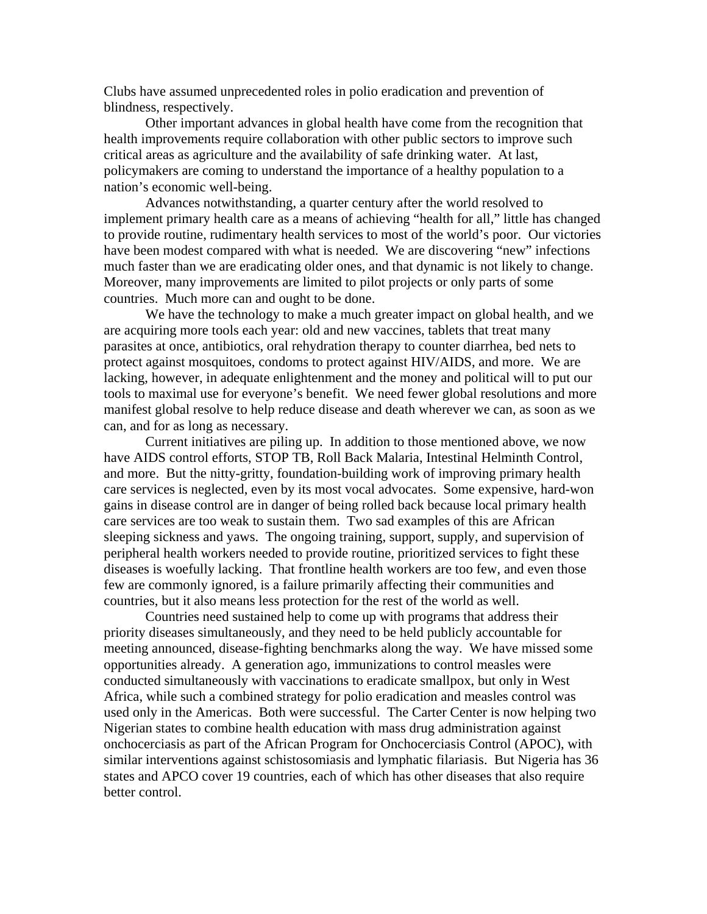Clubs have assumed unprecedented roles in polio eradication and prevention of blindness, respectively.

Other important advances in global health have come from the recognition that health improvements require collaboration with other public sectors to improve such critical areas as agriculture and the availability of safe drinking water. At last, policymakers are coming to understand the importance of a healthy population to a nation's economic well-being.

Advances notwithstanding, a quarter century after the world resolved to implement primary health care as a means of achieving "health for all," little has changed to provide routine, rudimentary health services to most of the world's poor. Our victories have been modest compared with what is needed. We are discovering "new" infections much faster than we are eradicating older ones, and that dynamic is not likely to change. Moreover, many improvements are limited to pilot projects or only parts of some countries. Much more can and ought to be done.

We have the technology to make a much greater impact on global health, and we are acquiring more tools each year: old and new vaccines, tablets that treat many parasites at once, antibiotics, oral rehydration therapy to counter diarrhea, bed nets to protect against mosquitoes, condoms to protect against HIV/AIDS, and more. We are lacking, however, in adequate enlightenment and the money and political will to put our tools to maximal use for everyone's benefit. We need fewer global resolutions and more manifest global resolve to help reduce disease and death wherever we can, as soon as we can, and for as long as necessary.

Current initiatives are piling up. In addition to those mentioned above, we now have AIDS control efforts, STOP TB, Roll Back Malaria, Intestinal Helminth Control, and more. But the nitty-gritty, foundation-building work of improving primary health care services is neglected, even by its most vocal advocates. Some expensive, hard-won gains in disease control are in danger of being rolled back because local primary health care services are too weak to sustain them. Two sad examples of this are African sleeping sickness and yaws. The ongoing training, support, supply, and supervision of peripheral health workers needed to provide routine, prioritized services to fight these diseases is woefully lacking. That frontline health workers are too few, and even those few are commonly ignored, is a failure primarily affecting their communities and countries, but it also means less protection for the rest of the world as well.

Countries need sustained help to come up with programs that address their priority diseases simultaneously, and they need to be held publicly accountable for meeting announced, disease-fighting benchmarks along the way. We have missed some opportunities already. A generation ago, immunizations to control measles were conducted simultaneously with vaccinations to eradicate smallpox, but only in West Africa, while such a combined strategy for polio eradication and measles control was used only in the Americas. Both were successful. The Carter Center is now helping two Nigerian states to combine health education with mass drug administration against onchocerciasis as part of the African Program for Onchocerciasis Control (APOC), with similar interventions against schistosomiasis and lymphatic filariasis. But Nigeria has 36 states and APCO cover 19 countries, each of which has other diseases that also require better control.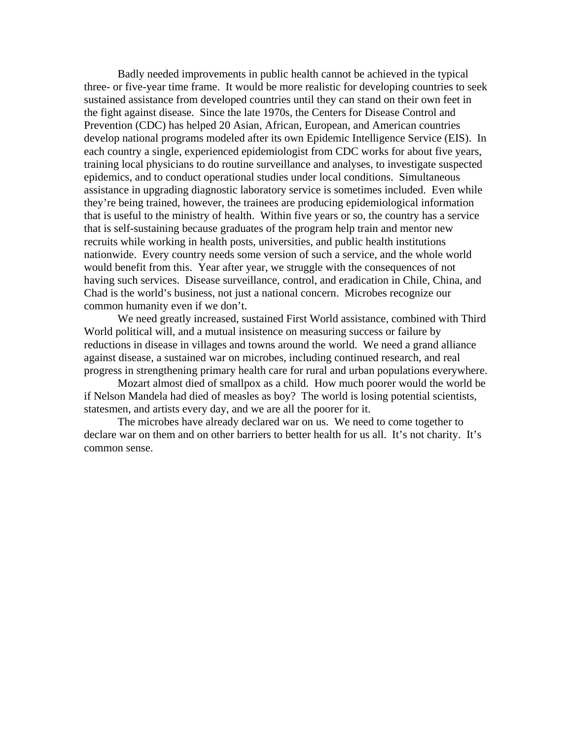Badly needed improvements in public health cannot be achieved in the typical three- or five-year time frame. It would be more realistic for developing countries to seek sustained assistance from developed countries until they can stand on their own feet in the fight against disease. Since the late 1970s, the Centers for Disease Control and Prevention (CDC) has helped 20 Asian, African, European, and American countries develop national programs modeled after its own Epidemic Intelligence Service (EIS). In each country a single, experienced epidemiologist from CDC works for about five years, training local physicians to do routine surveillance and analyses, to investigate suspected epidemics, and to conduct operational studies under local conditions. Simultaneous assistance in upgrading diagnostic laboratory service is sometimes included. Even while they're being trained, however, the trainees are producing epidemiological information that is useful to the ministry of health. Within five years or so, the country has a service that is self-sustaining because graduates of the program help train and mentor new recruits while working in health posts, universities, and public health institutions nationwide. Every country needs some version of such a service, and the whole world would benefit from this. Year after year, we struggle with the consequences of not having such services. Disease surveillance, control, and eradication in Chile, China, and Chad is the world's business, not just a national concern. Microbes recognize our common humanity even if we don't.

We need greatly increased, sustained First World assistance, combined with Third World political will, and a mutual insistence on measuring success or failure by reductions in disease in villages and towns around the world. We need a grand alliance against disease, a sustained war on microbes, including continued research, and real progress in strengthening primary health care for rural and urban populations everywhere.

Mozart almost died of smallpox as a child. How much poorer would the world be if Nelson Mandela had died of measles as boy? The world is losing potential scientists, statesmen, and artists every day, and we are all the poorer for it.

The microbes have already declared war on us. We need to come together to declare war on them and on other barriers to better health for us all. It's not charity. It's common sense.